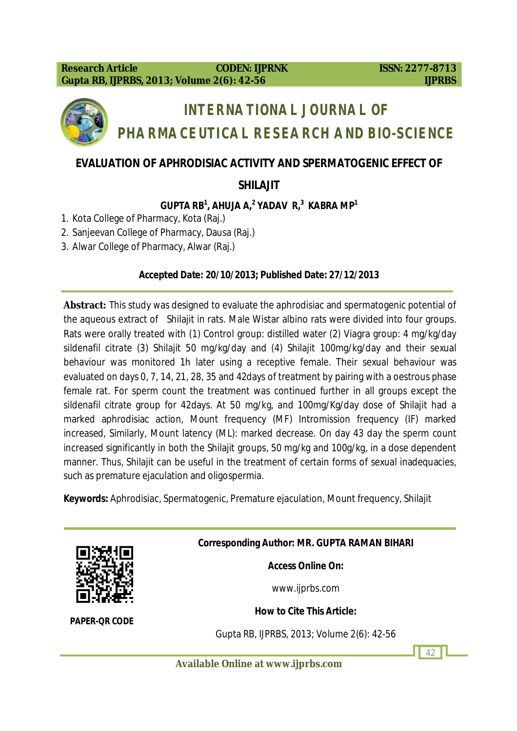Research Article | CODEN: IJPRNK | ISSN: 2277-8713

# INTERNATIONAL JOURNAL OF PHARMACEUTICAL RESEARCH AND BIO-SCIENCE

## EVALUATION OF APHRODISIAC ACTIVITY AND SPERMATOGENIC EFFECT OF SHILAJIT

**GUPTA RB[1], AHUJA A,[2] YADAV R,[3] KABRA MP[1]**

1. Kota College of Pharmacy, Kota (Raj.)
2. Sanjeevan College of Pharmacy, Dausa (Raj.)
3. Alwar College of Pharmacy, Alwar (Raj.)

**Accepted Date: 20/10/2013; Published Date: 27/12/2013**

**Abstract:** This study was designed to evaluate the aphrodisiac and spermatogenic potential of the aqueous extract of Shilajit in rats. Male Wistar albino rats were divided into four groups. Rats were orally treated with (1) Control group: distilled water (2) Viagra group: 4 mg/kg/day sildenafil citrate (3) Shilajit 50 mg/kg/day and (4) Shilajit 100mg/kg/day and their sexual behaviour was monitored 1h later using a receptive female. Their sexual behaviour was evaluated on days 0, 7, 14, 21, 28, 35 and 42days of treatment by pairing with a oestrous phase female rat. For sperm count the treatment was continued further in all groups except the sildenafil citrate group for 42days. At 50 mg/kg, and 100mg/Kg/day dose of Shilajit had a marked aphrodisiac action, Mount frequency (MF) Intromission frequency (IF) marked increased, Similarly, Mount latency (ML): marked decrease. On day 43 day the sperm count increased significantly in both the Shilajit groups, 50 mg/kg and 100g/kg, in a dose dependent manner. Thus, Shilajit can be useful in the treatment of certain forms of sexual inadequacies, such as premature ejaculation and oligospermia.

**Keywords:** Aphrodisiac, Spermatogenic, Premature ejaculation, Mount frequency, Shilajit

**Corresponding Author: MR. GUPTA RAMAN BIHARI**

**Access Online On:**

www.ijprbs.com

**How to Cite This Article:**

Gupta RB, IJPRBS, 2013; Volume 2(6): 42-56

**PAPER-QR CODE**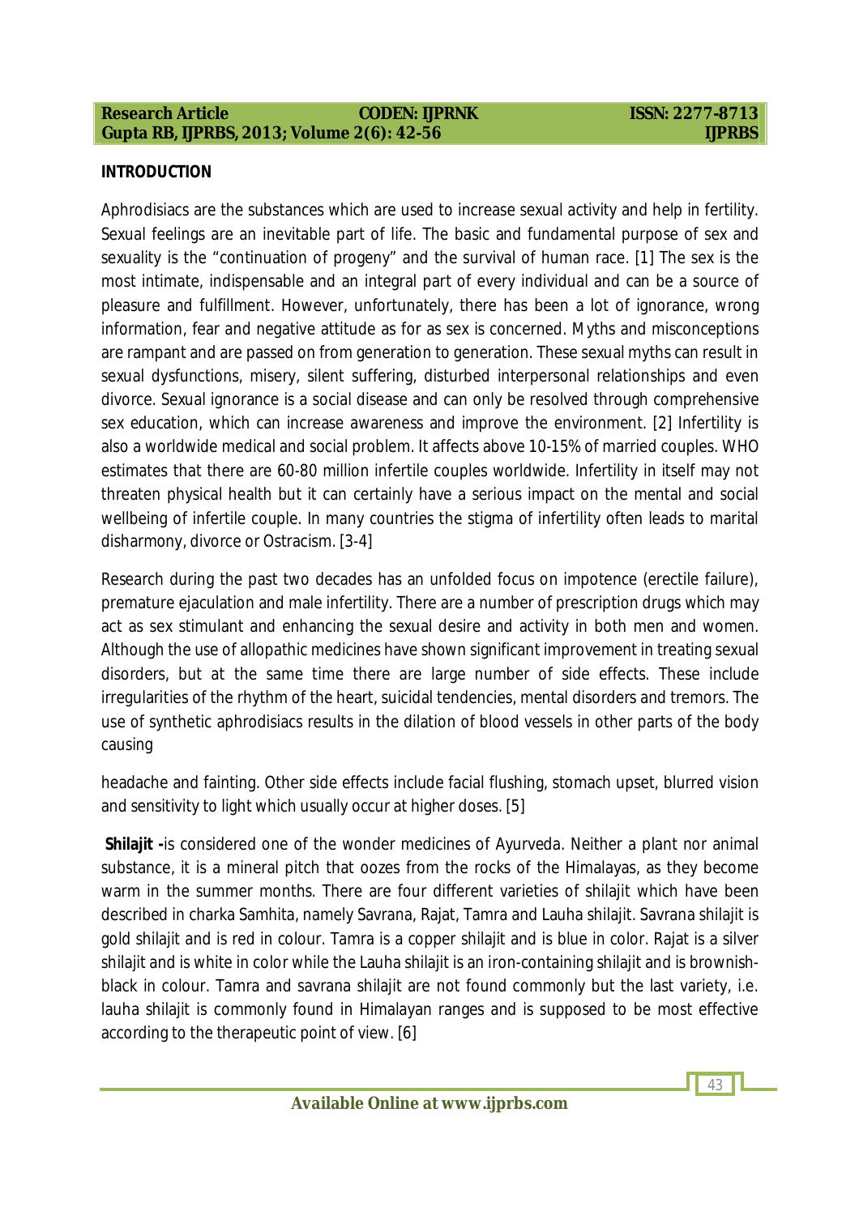## INTRODUCTION

Aphrodisiacs are the substances which are used to increase sexual activity and help in fertility. Sexual feelings are an inevitable part of life. The basic and fundamental purpose of sex and sexuality is the "continuation of progeny" and the survival of human race. [1] The sex is the most intimate, indispensable and an integral part of every individual and can be a source of pleasure and fulfillment. However, unfortunately, there has been a lot of ignorance, wrong information, fear and negative attitude as for as sex is concerned. Myths and misconceptions are rampant and are passed on from generation to generation. These sexual myths can result in sexual dysfunctions, misery, silent suffering, disturbed interpersonal relationships and even divorce. Sexual ignorance is a social disease and can only be resolved through comprehensive sex education, which can increase awareness and improve the environment. [2] Infertility is also a worldwide medical and social problem. It affects above 10-15% of married couples. WHO estimates that there are 60-80 million infertile couples worldwide. Infertility in itself may not threaten physical health but it can certainly have a serious impact on the mental and social wellbeing of infertile couple. In many countries the stigma of infertility often leads to marital disharmony, divorce or Ostracism. [3-4]

Research during the past two decades has an unfolded focus on impotence (erectile failure), premature ejaculation and male infertility. There are a number of prescription drugs which may act as sex stimulant and enhancing the sexual desire and activity in both men and women. Although the use of allopathic medicines have shown significant improvement in treating sexual disorders, but at the same time there are large number of side effects. These include irregularities of the rhythm of the heart, suicidal tendencies, mental disorders and tremors. The use of synthetic aphrodisiacs results in the dilation of blood vessels in other parts of the body causing headache and fainting. Other side effects include facial flushing, stomach upset, blurred vision and sensitivity to light which usually occur at higher doses. [5]

**Shilajit -**is considered one of the wonder medicines of Ayurveda. Neither a plant nor animal substance, it is a mineral pitch that oozes from the rocks of the Himalayas, as they become warm in the summer months. There are four different varieties of shilajit which have been described in charka Samhita, namely Savrana, Rajat, Tamra and Lauha shilajit. Savrana shilajit is gold shilajit and is red in colour. Tamra is a copper shilajit and is blue in color. Rajat is a silver shilajit and is white in color while the Lauha shilajit is an iron-containing shilajit and is brownish-black in colour. Tamra and savrana shilajit are not found commonly but the last variety, i.e. lauha shilajit is commonly found in Himalayan ranges and is supposed to be most effective according to the therapeutic point of view. [6]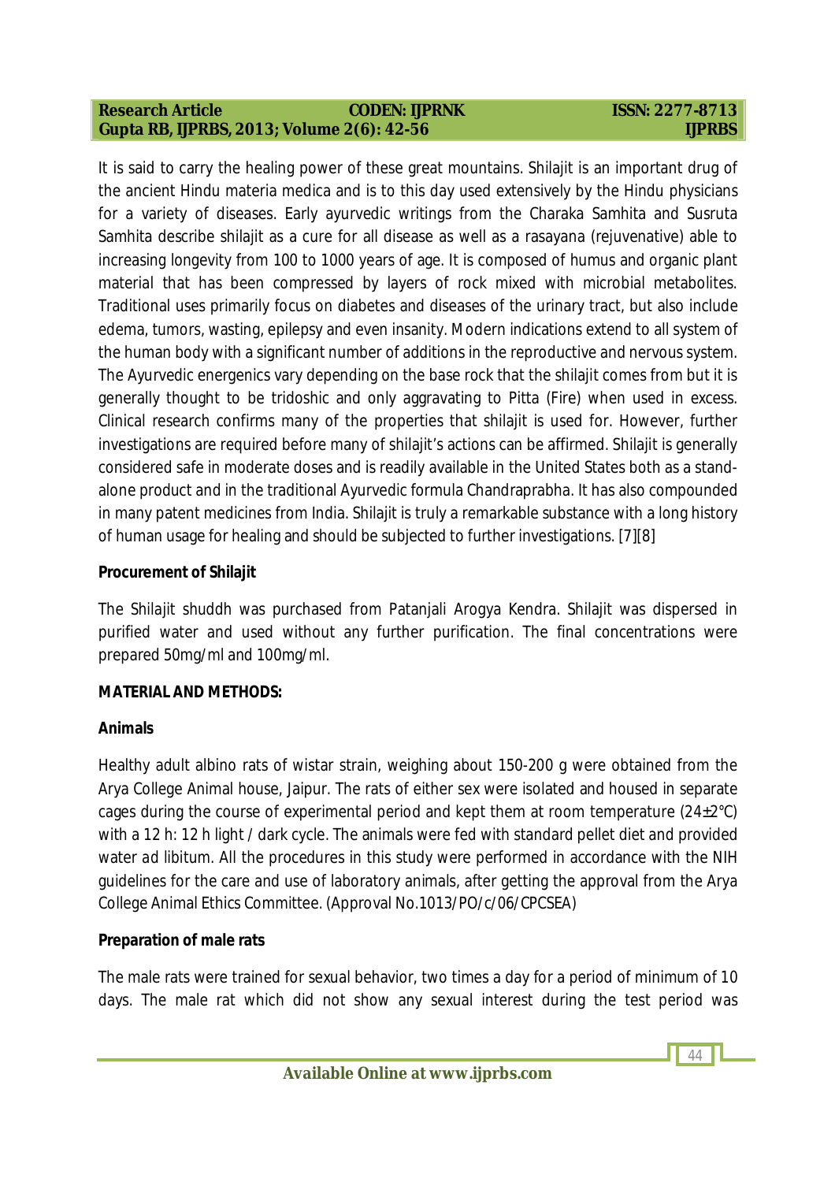It is said to carry the healing power of these great mountains. Shilajit is an important drug of the ancient Hindu materia medica and is to this day used extensively by the Hindu physicians for a variety of diseases. Early ayurvedic writings from the Charaka Samhita and Susruta Samhita describe shilajit as a cure for all disease as well as a rasayana (rejuvenative) able to increasing longevity from 100 to 1000 years of age. It is composed of humus and organic plant material that has been compressed by layers of rock mixed with microbial metabolites. Traditional uses primarily focus on diabetes and diseases of the urinary tract, but also include edema, tumors, wasting, epilepsy and even insanity. Modern indications extend to all system of the human body with a significant number of additions in the reproductive and nervous system. The Ayurvedic energenics vary depending on the base rock that the shilajit comes from but it is generally thought to be tridoshic and only aggravating to Pitta (Fire) when used in excess. Clinical research confirms many of the properties that shilajit is used for. However, further investigations are required before many of shilajit's actions can be affirmed. Shilajit is generally considered safe in moderate doses and is readily available in the United States both as a stand-alone product and in the traditional Ayurvedic formula Chandraprabha. It has also compounded in many patent medicines from India. Shilajit is truly a remarkable substance with a long history of human usage for healing and should be subjected to further investigations. [7][8]

**Procurement of Shilajit**

The Shilajit shuddh was purchased from Patanjali Arogya Kendra. Shilajit was dispersed in purified water and used without any further purification. The final concentrations were prepared 50mg/ml and 100mg/ml.

**MATERIAL AND METHODS:**

**Animals**

Healthy adult albino rats of wistar strain, weighing about 150-200 g were obtained from the Arya College Animal house, Jaipur. The rats of either sex were isolated and housed in separate cages during the course of experimental period and kept them at room temperature (24±2°C) with a 12 h: 12 h light / dark cycle. The animals were fed with standard pellet diet and provided water *ad libitum*. All the procedures in this study were performed in accordance with the NIH guidelines for the care and use of laboratory animals, after getting the approval from the Arya College Animal Ethics Committee. (Approval No.1013/PO/c/06/CPCSEA)

**Preparation of male rats**

The male rats were trained for sexual behavior, two times a day for a period of minimum of 10 days. The male rat which did not show any sexual interest during the test period was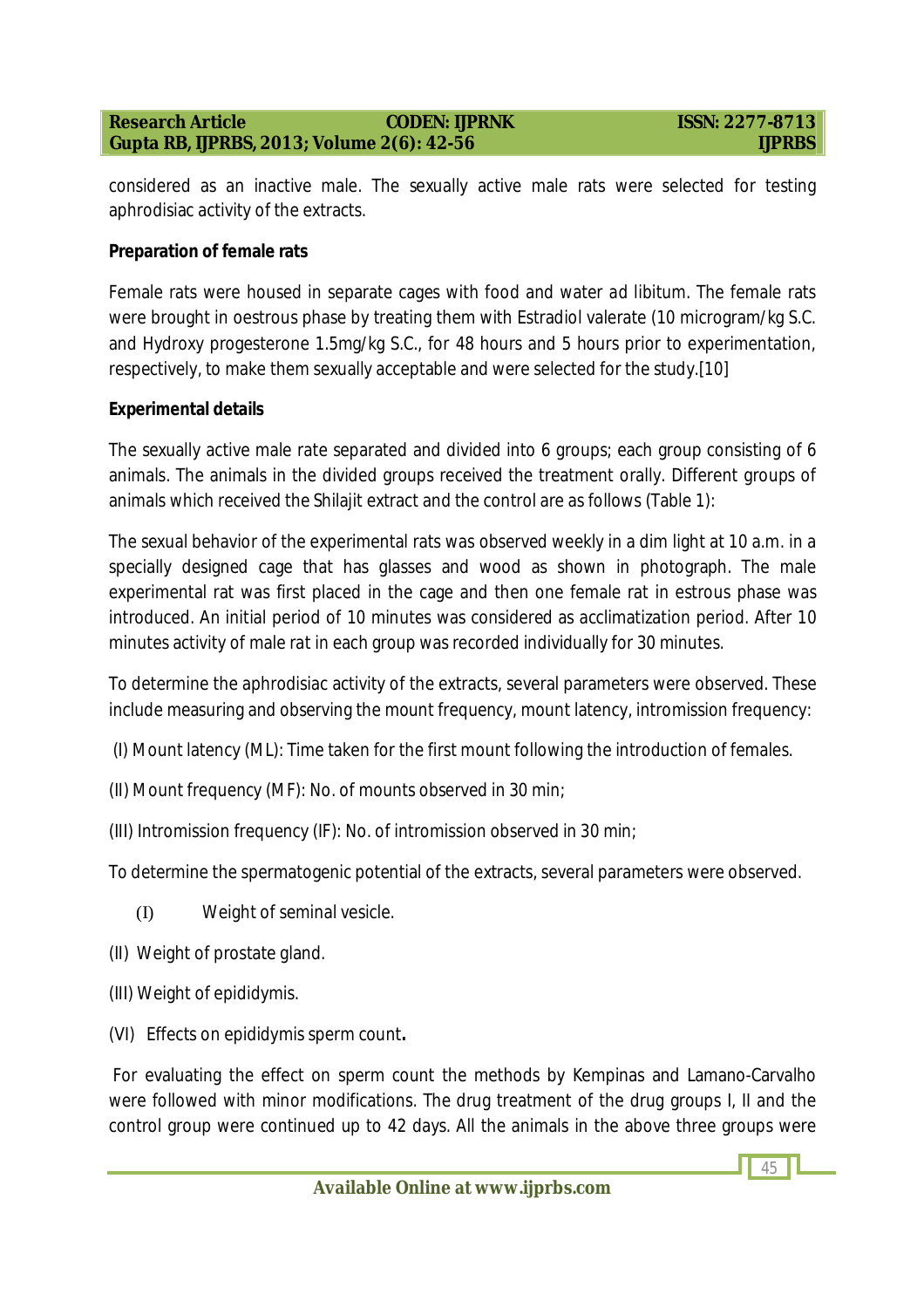considered as an inactive male. The sexually active male rats were selected for testing aphrodisiac activity of the extracts.

**Preparation of female rats**

Female rats were housed in separate cages with food and water *ad libitum*. The female rats were brought in oestrous phase by treating them with Estradiol valerate (10 microgram/kg S.C. and Hydroxy progesterone 1.5mg/kg S.C., for 48 hours and 5 hours prior to experimentation, respectively, to make them sexually acceptable and were selected for the study.[10]

**Experimental details**

The sexually active male rate separated and divided into 6 groups; each group consisting of 6 animals. The animals in the divided groups received the treatment orally. Different groups of animals which received the Shilajit extract and the control are as follows (Table 1):

The sexual behavior of the experimental rats was observed weekly in a dim light at 10 a.m. in a specially designed cage that has glasses and wood as shown in photograph. The male experimental rat was first placed in the cage and then one female rat in estrous phase was introduced. An initial period of 10 minutes was considered as acclimatization period. After 10 minutes activity of male rat in each group was recorded individually for 30 minutes.

To determine the aphrodisiac activity of the extracts, several parameters were observed. These include measuring and observing the mount frequency, mount latency, intromission frequency:

(I) Mount latency (ML): Time taken for the first mount following the introduction of females.

(II) Mount frequency (MF): No. of mounts observed in 30 min;

(III) Intromission frequency (IF): No. of intromission observed in 30 min;

To determine the spermatogenic potential of the extracts, several parameters were observed.

(I) Weight of seminal vesicle.

(II) Weight of prostate gland.

(III) Weight of epididymis.

(VI) Effects on epididymis sperm count**.**

For evaluating the effect on sperm count the methods by Kempinas and Lamano-Carvalho were followed with minor modifications. The drug treatment of the drug groups I, II and the control group were continued up to 42 days. All the animals in the above three groups were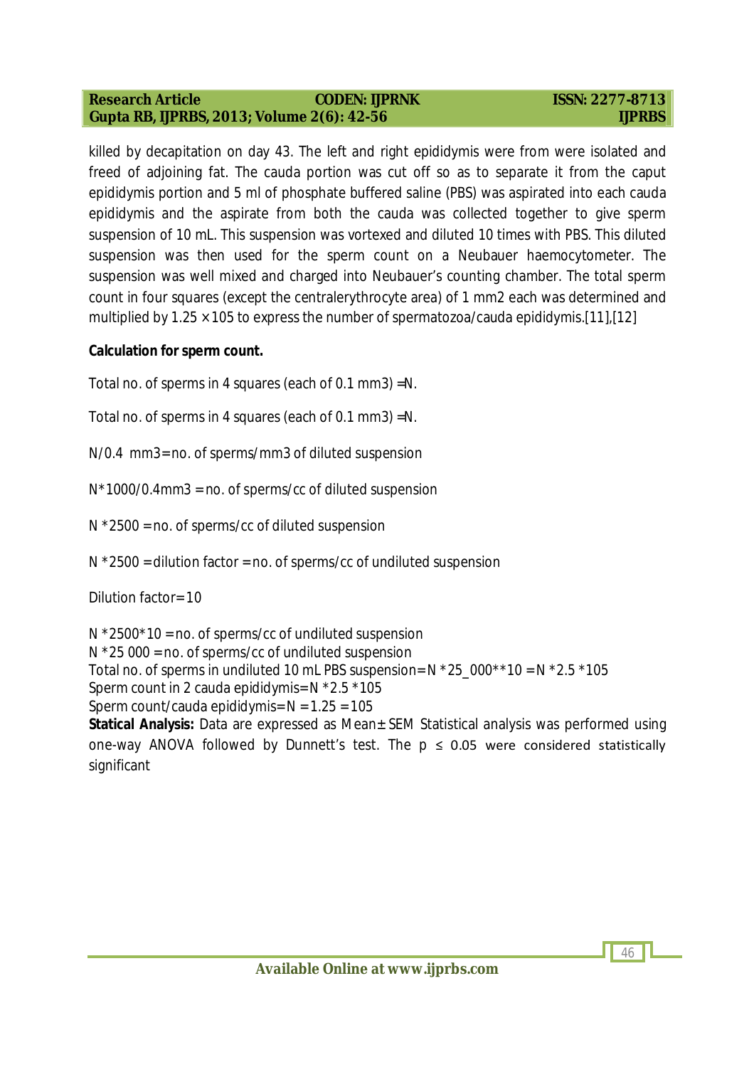killed by decapitation on day 43. The left and right epididymis were from were isolated and freed of adjoining fat. The cauda portion was cut off so as to separate it from the caput epididymis portion and 5 ml of phosphate buffered saline (PBS) was aspirated into each cauda epididymis and the aspirate from both the cauda was collected together to give sperm suspension of 10 mL. This suspension was vortexed and diluted 10 times with PBS. This diluted suspension was then used for the sperm count on a Neubauer haemocytometer. The suspension was well mixed and charged into Neubauer's counting chamber. The total sperm count in four squares (except the centralerythrocyte area) of 1 mm2 each was determined and multiplied by 1.25 × 105 to express the number of spermatozoa/cauda epididymis.[11],[12]

**Calculation for sperm count.**

Total no. of sperms in 4 squares (each of 0.1 mm3) =N.

Total no. of sperms in 4 squares (each of 0.1 mm3) =N.

N/0.4 mm3= no. of sperms/mm3 of diluted suspension

N*1000/0.4mm3 = no. of sperms/cc of diluted suspension

N *2500 = no. of sperms/cc of diluted suspension

N *2500 = dilution factor = no. of sperms/cc of undiluted suspension

Dilution factor= 10

N *2500*10 = no. of sperms/cc of undiluted suspension
N *25 000 = no. of sperms/cc of undiluted suspension
Total no. of sperms in undiluted 10 mL PBS suspension= N *25_000**10 = N *2.5 *105
Sperm count in 2 cauda epididymis= N *2.5 *105
Sperm count/cauda epididymis= N = 1.25 = 105

**Statical Analysis:** Data are expressed as Mean± SEM Statistical analysis was performed using one-way ANOVA followed by Dunnett's test. The $p \leq 0.05$ were considered statistically significant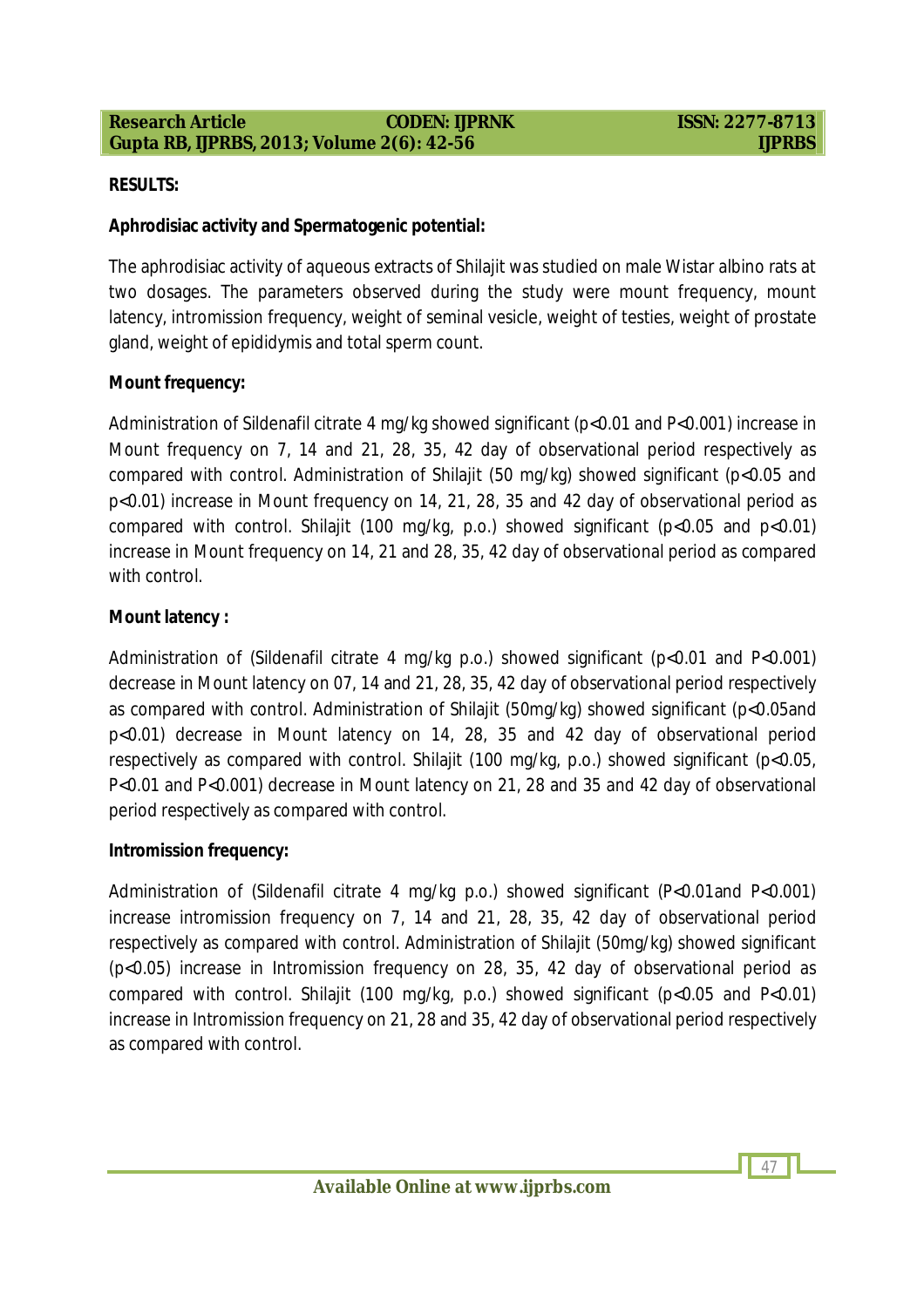## RESULTS:

### Aphrodisiac activity and Spermatogenic potential:

The aphrodisiac activity of aqueous extracts of Shilajit was studied on male Wistar albino rats at two dosages. The parameters observed during the study were mount frequency, mount latency, intromission frequency, weight of seminal vesicle, weight of testies, weight of prostate gland, weight of epididymis and total sperm count.

### Mount frequency:

Administration of Sildenafil citrate 4 mg/kg showed significant ($p<0.01$ and $P<0.001$) increase in Mount frequency on 7, 14 and 21, 28, 35, 42 day of observational period respectively as compared with control. Administration of Shilajit (50 mg/kg) showed significant ($p<0.05$ and $p<0.01$) increase in Mount frequency on 14, 21, 28, 35 and 42 day of observational period as compared with control. Shilajit (100 mg/kg, p.o.) showed significant ($p<0.05$ and $p<0.01$) increase in Mount frequency on 14, 21 and 28, 35, 42 day of observational period as compared with control.

### Mount latency :

Administration of (Sildenafil citrate 4 mg/kg p.o.) showed significant ($p<0.01$ and $P<0.001$) decrease in Mount latency on 07, 14 and 21, 28, 35, 42 day of observational period respectively as compared with control. Administration of Shilajit (50mg/kg) showed significant ($p<0.05$and $p<0.01$) decrease in Mount latency on 14, 28, 35 and 42 day of observational period respectively as compared with control. Shilajit (100 mg/kg, p.o.) showed significant ($p<0.05$, $P<0.01$ and $P<0.001$) decrease in Mount latency on 21, 28 and 35 and 42 day of observational period respectively as compared with control.

### Intromission frequency:

Administration of (Sildenafil citrate 4 mg/kg p.o.) showed significant ($P<0.01$and $P<0.001$) increase intromission frequency on 7, 14 and 21, 28, 35, 42 day of observational period respectively as compared with control. Administration of Shilajit (50mg/kg) showed significant ($p<0.05$) increase in Intromission frequency on 28, 35, 42 day of observational period as compared with control. Shilajit (100 mg/kg, p.o.) showed significant ($p<0.05$ and $P<0.01$) increase in Intromission frequency on 21, 28 and 35, 42 day of observational period respectively as compared with control.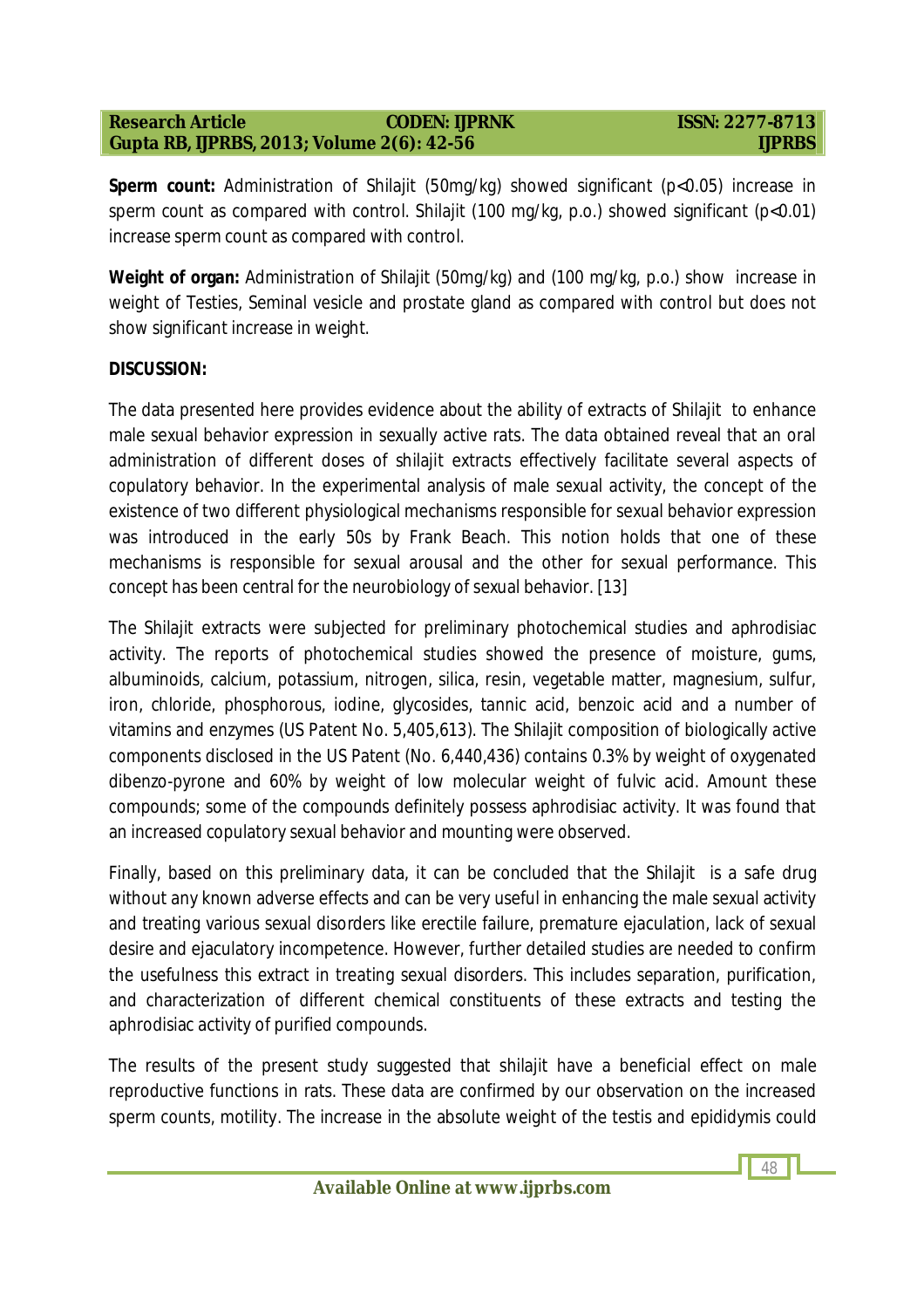**Sperm count:** Administration of Shilajit (50mg/kg) showed significant ($p<0.05$) increase in sperm count as compared with control. Shilajit (100 mg/kg, p.o.) showed significant ($p<0.01$) increase sperm count as compared with control.

**Weight of organ:** Administration of Shilajit (50mg/kg) and (100 mg/kg, p.o.) show increase in weight of Testies, Seminal vesicle and prostate gland as compared with control but does not show significant increase in weight.

**DISCUSSION:**

The data presented here provides evidence about the ability of extracts of Shilajit to enhance male sexual behavior expression in sexually active rats. The data obtained reveal that an oral administration of different doses of shilajit extracts effectively facilitate several aspects of copulatory behavior. In the experimental analysis of male sexual activity, the concept of the existence of two different physiological mechanisms responsible for sexual behavior expression was introduced in the early 50s by Frank Beach. This notion holds that one of these mechanisms is responsible for sexual arousal and the other for sexual performance. This concept has been central for the neurobiology of sexual behavior. [13]

The Shilajit extracts were subjected for preliminary photochemical studies and aphrodisiac activity. The reports of photochemical studies showed the presence of moisture, gums, albuminoids, calcium, potassium, nitrogen, silica, resin, vegetable matter, magnesium, sulfur, iron, chloride, phosphorous, iodine, glycosides, tannic acid, benzoic acid and a number of vitamins and enzymes (US Patent No. 5,405,613). The Shilajit composition of biologically active components disclosed in the US Patent (No. 6,440,436) contains 0.3% by weight of oxygenated dibenzo-pyrone and 60% by weight of low molecular weight of fulvic acid. Amount these compounds; some of the compounds definitely possess aphrodisiac activity. It was found that an increased copulatory sexual behavior and mounting were observed.

Finally, based on this preliminary data, it can be concluded that the Shilajit is a safe drug without any known adverse effects and can be very useful in enhancing the male sexual activity and treating various sexual disorders like erectile failure, premature ejaculation, lack of sexual desire and ejaculatory incompetence. However, further detailed studies are needed to confirm the usefulness this extract in treating sexual disorders. This includes separation, purification, and characterization of different chemical constituents of these extracts and testing the aphrodisiac activity of purified compounds.

The results of the present study suggested that shilajit have a beneficial effect on male reproductive functions in rats. These data are confirmed by our observation on the increased sperm counts, motility. The increase in the absolute weight of the testis and epididymis could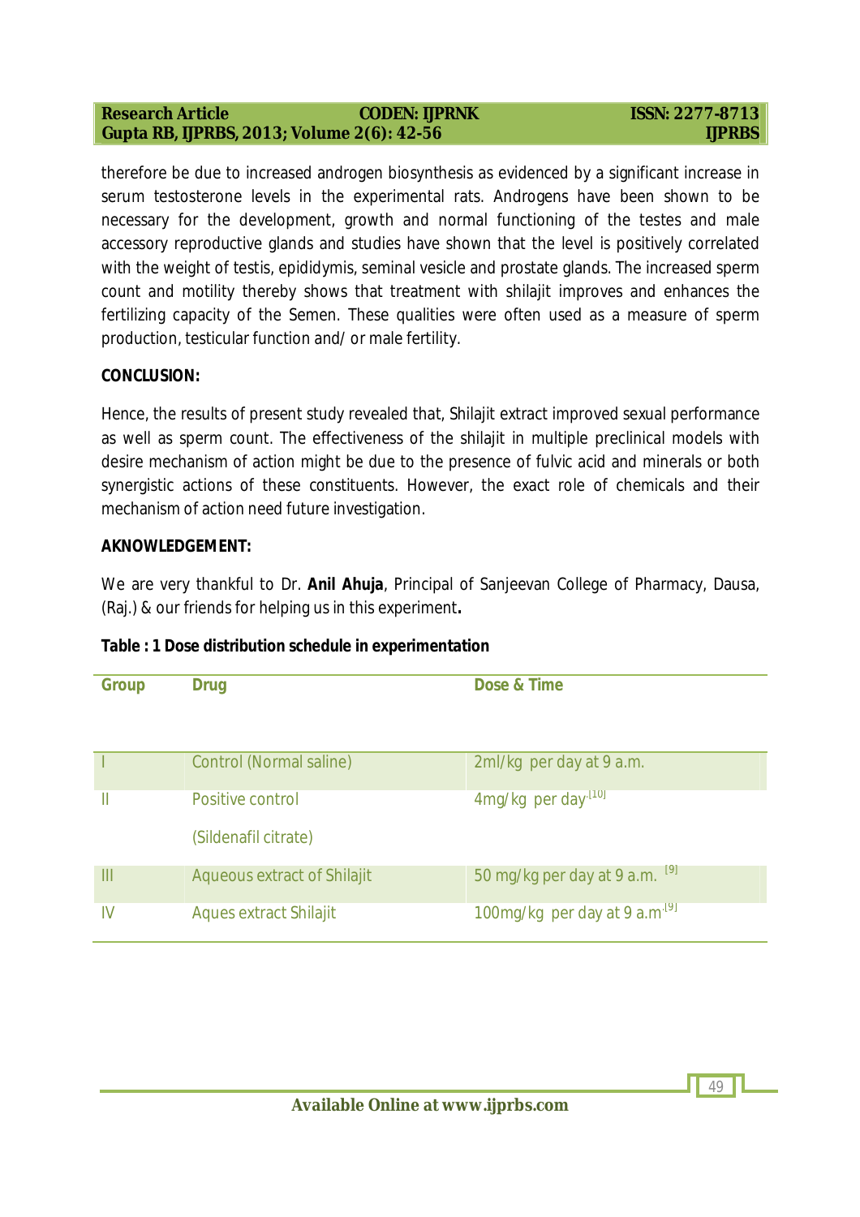therefore be due to increased androgen biosynthesis as evidenced by a significant increase in serum testosterone levels in the experimental rats. Androgens have been shown to be necessary for the development, growth and normal functioning of the testes and male accessory reproductive glands and studies have shown that the level is positively correlated with the weight of testis, epididymis, seminal vesicle and prostate glands. The increased sperm count and motility thereby shows that treatment with shilajit improves and enhances the fertilizing capacity of the Semen. These qualities were often used as a measure of sperm production, testicular function and/ or male fertility.

## CONCLUSION:

Hence, the results of present study revealed that, Shilajit extract improved sexual performance as well as sperm count. The effectiveness of the shilajit in multiple preclinical models with desire mechanism of action might be due to the presence of fulvic acid and minerals or both synergistic actions of these constituents. However, the exact role of chemicals and their mechanism of action need future investigation.

## AKNOWLEDGEMENT:

We are very thankful to Dr. **Anil Ahuja**, Principal of Sanjeevan College of Pharmacy, Dausa, (Raj.) & our friends for helping us in this experiment.

**Table : 1 Dose distribution schedule in experimentation**

| Group | Drug | Dose & Time |
|---|---|---|
| I | Control (Normal saline) | 2ml/kg per day at 9 a.m. |
| II | Positive control (Sildenafil citrate) | 4mg/kg per day [10] |
| III | Aqueous extract of Shilajit | 50 mg/kg per day at 9 a.m. [9] |
| IV | Aques extract Shilajit | 100mg/kg per day at 9 a.m [9] |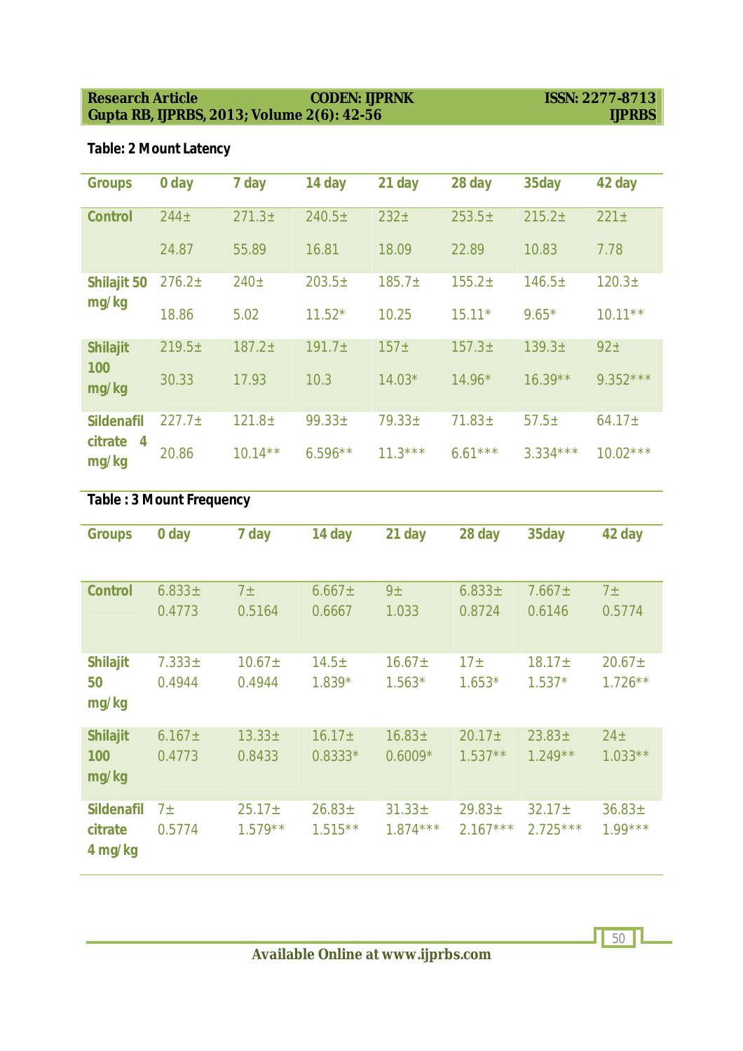Table: 2 Mount Latency

| Groups | 0 day | 7 day | 14 day | 21 day | 28 day | 35day | 42 day |
|---|---|---|---|---|---|---|---|
| Control | 244± 24.87 | 271.3± 55.89 | 240.5± 16.81 | 232± 18.09 | 253.5± 22.89 | 215.2± 10.83 | 221± 7.78 |
| Shilajit 50 mg/kg | 276.2± 18.86 | 240± 5.02 | 203.5± 11.52* | 185.7± 10.25 | 155.2± 15.11* | 146.5± 9.65* | 120.3± 10.11** |
| Shilajit 100 mg/kg | 219.5± 30.33 | 187.2± 17.93 | 191.7± 10.3 | 157± 14.03* | 157.3± 14.96* | 139.3± 16.39** | 92± 9.352*** |
| Sildenafil citrate 4 mg/kg | 227.7± 20.86 | 121.8± 10.14** | 99.33± 6.596** | 79.33± 11.3*** | 71.83± 6.61*** | 57.5± 3.334*** | 64.17± 10.02*** |

Table : 3 Mount Frequency

| Groups | 0 day | 7 day | 14 day | 21 day | 28 day | 35day | 42 day |
|---|---|---|---|---|---|---|---|
| Control | 6.833± 0.4773 | 7± 0.5164 | 6.667± 0.6667 | 9± 1.033 | 6.833± 0.8724 | 7.667± 0.6146 | 7± 0.5774 |
| Shilajit 50 mg/kg | 7.333± 0.4944 | 10.67± 0.4944 | 14.5± 1.839* | 16.67± 1.563* | 17± 1.653* | 18.17± 1.537* | 20.67± 1.726** |
| Shilajit 100 mg/kg | 6.167± 0.4773 | 13.33± 0.8433 | 16.17± 0.8333* | 16.83± 0.6009* | 20.17± 1.537** | 23.83± 1.249** | 24± 1.033** |
| Sildenafil citrate 4 mg/kg | 7± 0.5774 | 25.17± 1.579** | 26.83± 1.515** | 31.33± 1.874*** | 29.83± 2.167*** | 32.17± 2.725*** | 36.83± 1.99*** |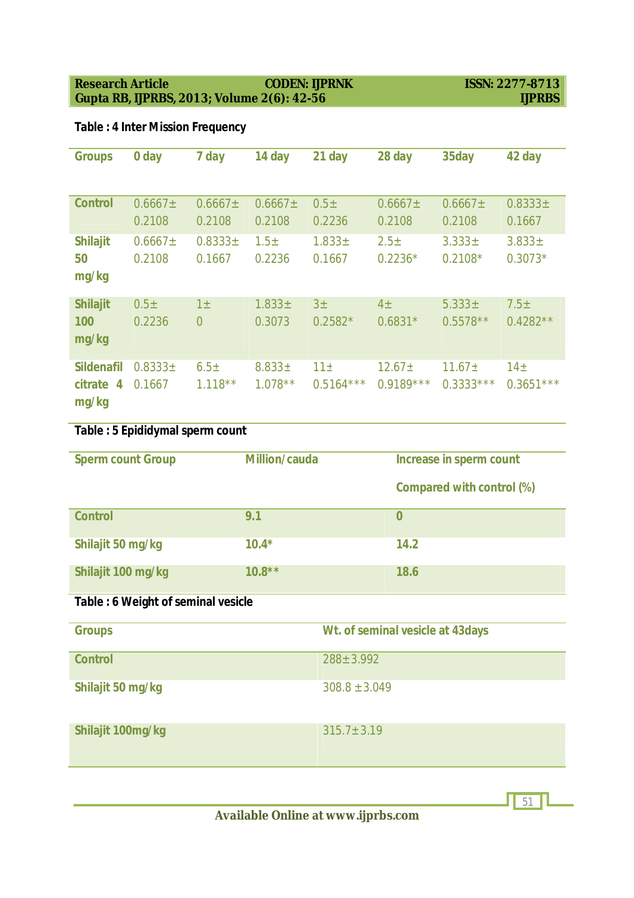**Table : 4 Inter Mission Frequency**

| Groups | 0 day | 7 day | 14 day | 21 day | 28 day | 35day | 42 day |
|---|---|---|---|---|---|---|---|
| Control | 0.6667± 0.2108 | 0.6667± 0.2108 | 0.6667± 0.2108 | 0.5± 0.2236 | 0.6667± 0.2108 | 0.6667± 0.2108 | 0.8333± 0.1667 |
| Shilajit 50 mg/kg | 0.6667± 0.2108 | 0.8333± 0.1667 | 1.5± 0.2236 | 1.833± 0.1667 | 2.5± 0.2236* | 3.333± 0.2108* | 3.833± 0.3073* |
| Shilajit 100 mg/kg | 0.5± 0.2236 | 1± 0 | 1.833± 0.3073 | 3± 0.2582* | 4± 0.6831* | 5.333± 0.5578** | 7.5± 0.4282** |
| Sildenafil citrate 4 mg/kg | 0.8333± 0.1667 | 6.5± 1.118** | 8.833± 1.078** | 11± 0.5164*** | 12.67± 0.9189*** | 11.67± 0.3333*** | 14± 0.3651*** |

**Table : 5 Epididymal sperm count**

| Sperm count Group | Million/cauda | Increase in sperm count Compared with control (%) |
|---|---|---|
| Control | 9.1 | 0 |
| Shilajit 50 mg/kg | 10.4* | 14.2 |
| Shilajit 100 mg/kg | 10.8** | 18.6 |

**Table : 6 Weight of seminal vesicle**

| Groups | Wt. of seminal vesicle at 43days |
|---|---|
| Control | 288±3.992 |
| Shilajit 50 mg/kg | 308.8 ±3.049 |
| Shilajit 100mg/kg | 315.7±3.19 |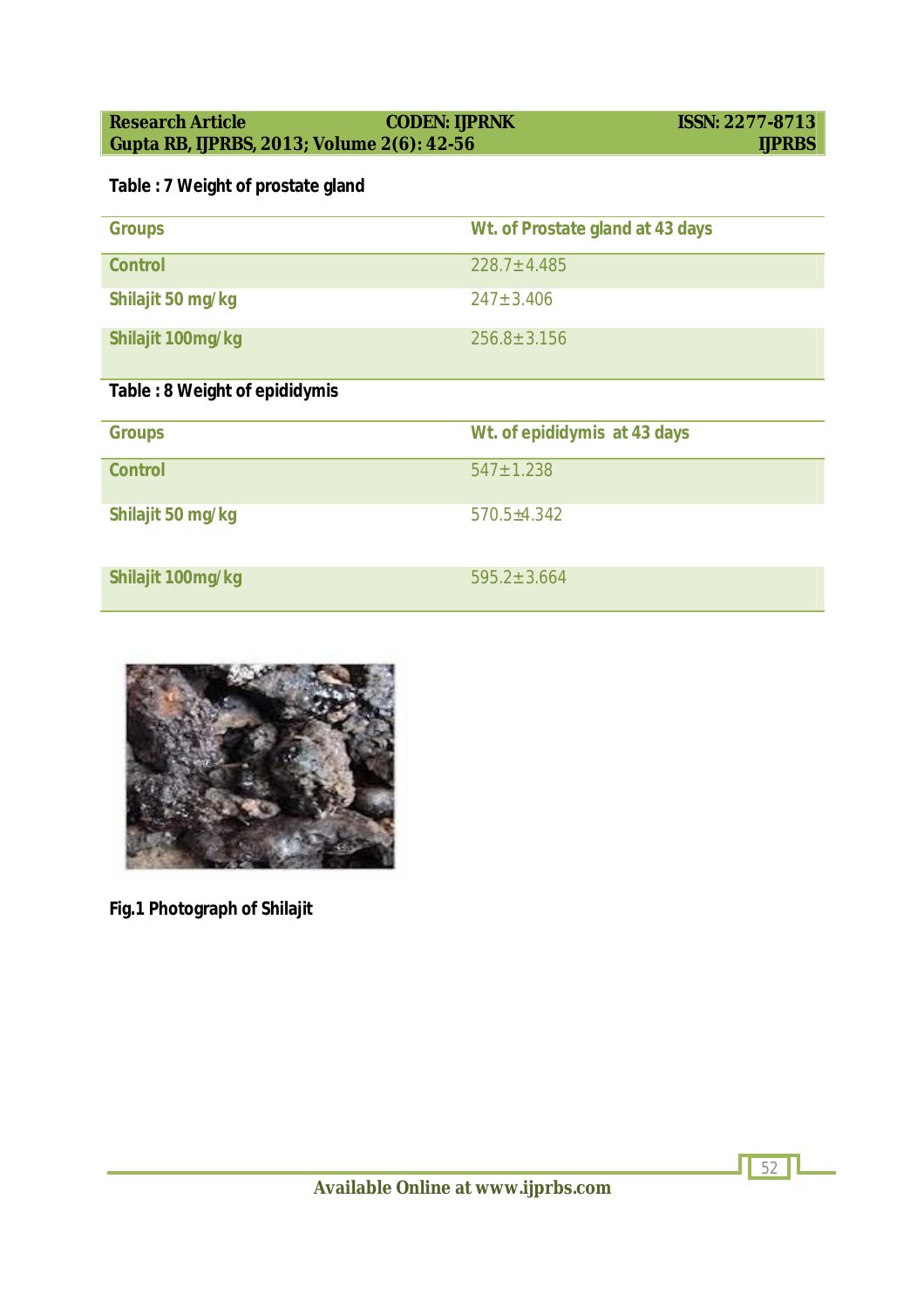**Table : 7 Weight of prostate gland**

| Groups | Wt. of Prostate gland at 43 days |
|---|---|
| Control | 228.7±4.485 |
| Shilajit 50 mg/kg | 247±3.406 |
| Shilajit 100mg/kg | 256.8±3.156 |

**Table : 8 Weight of epididymis**

| Groups | Wt. of epididymis at 43 days |
|---|---|
| Control | 547±1.238 |
| Shilajit 50 mg/kg | 570.5±4.342 |
| Shilajit 100mg/kg | 595.2±3.664 |

**Fig.1 Photograph of Shilajit**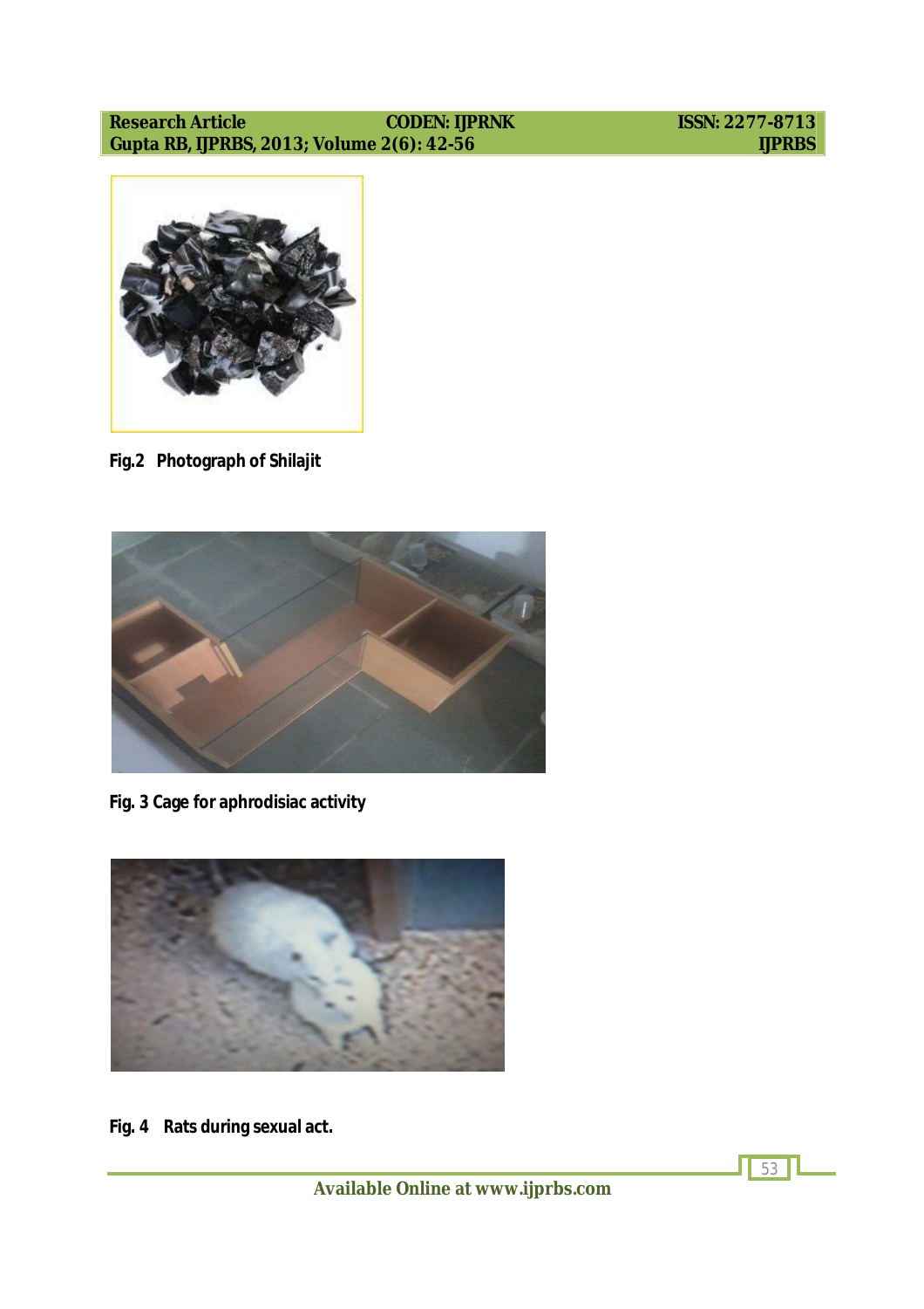Fig.2 Photograph of Shilajit

Fig. 3 Cage for aphrodisiac activity

Fig. 4 Rats during sexual act.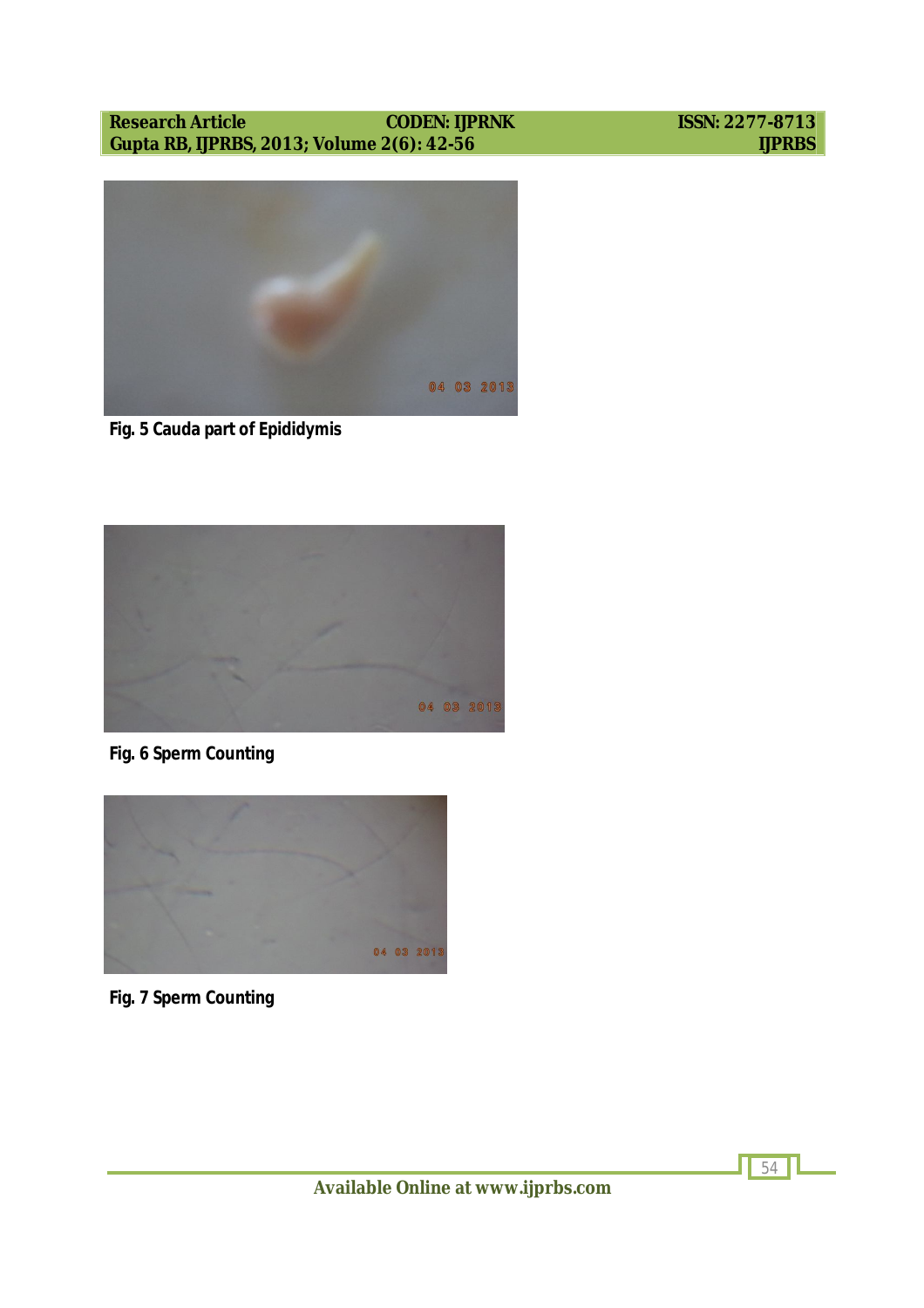Fig. 5 Cauda part of Epididymis

Fig. 6 Sperm Counting

Fig. 7 Sperm Counting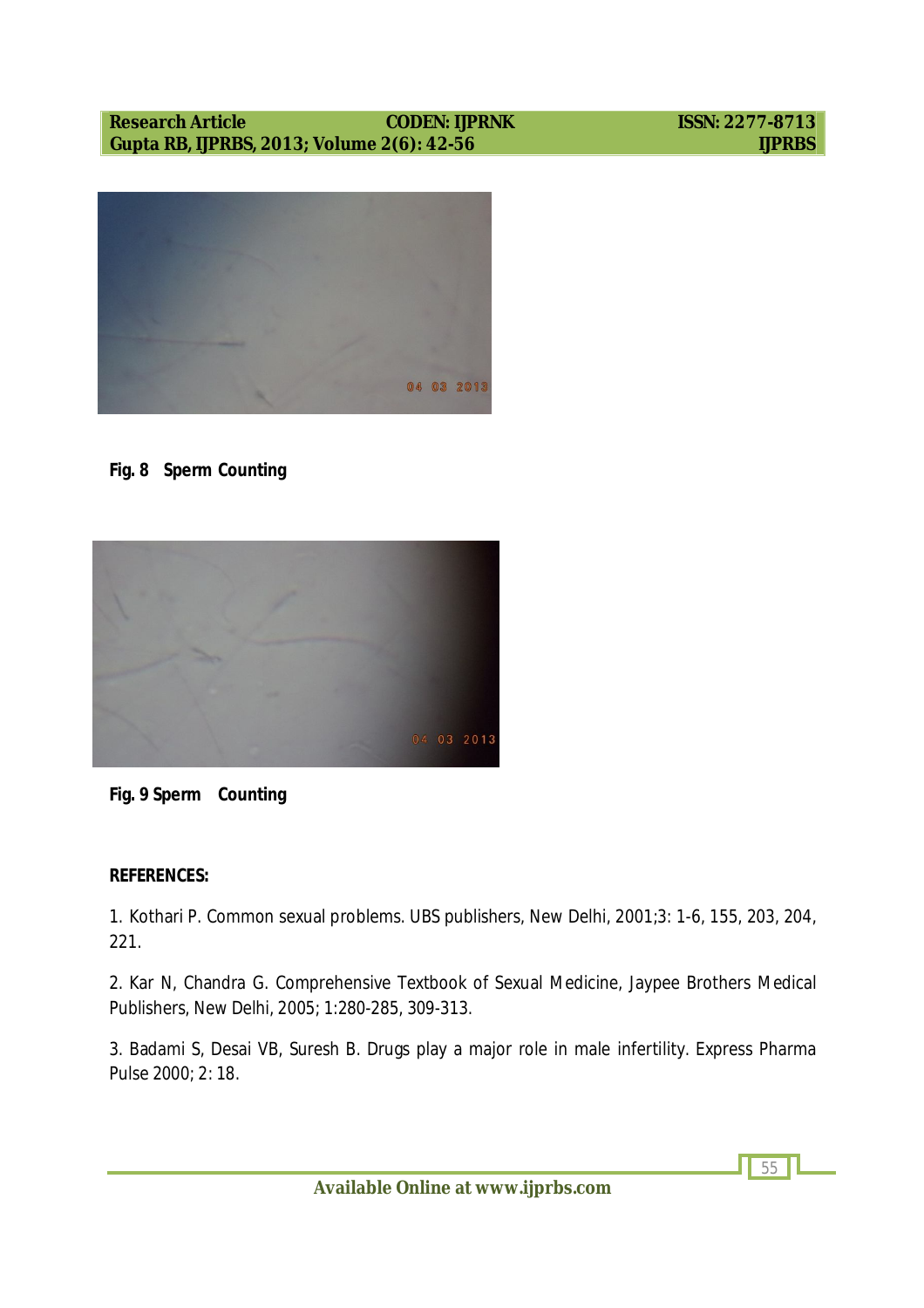Fig. 8 Sperm Counting

Fig. 9 Sperm Counting

**REFERENCES:**

1. Kothari P. Common sexual problems. UBS publishers, New Delhi, 2001;3: 1-6, 155, 203, 204, 221.

2. Kar N, Chandra G. Comprehensive Textbook of Sexual Medicine, Jaypee Brothers Medical Publishers, New Delhi, 2005; 1:280-285, 309-313.

3. Badami S, Desai VB, Suresh B. Drugs play a major role in male infertility. Express Pharma Pulse 2000; 2: 18.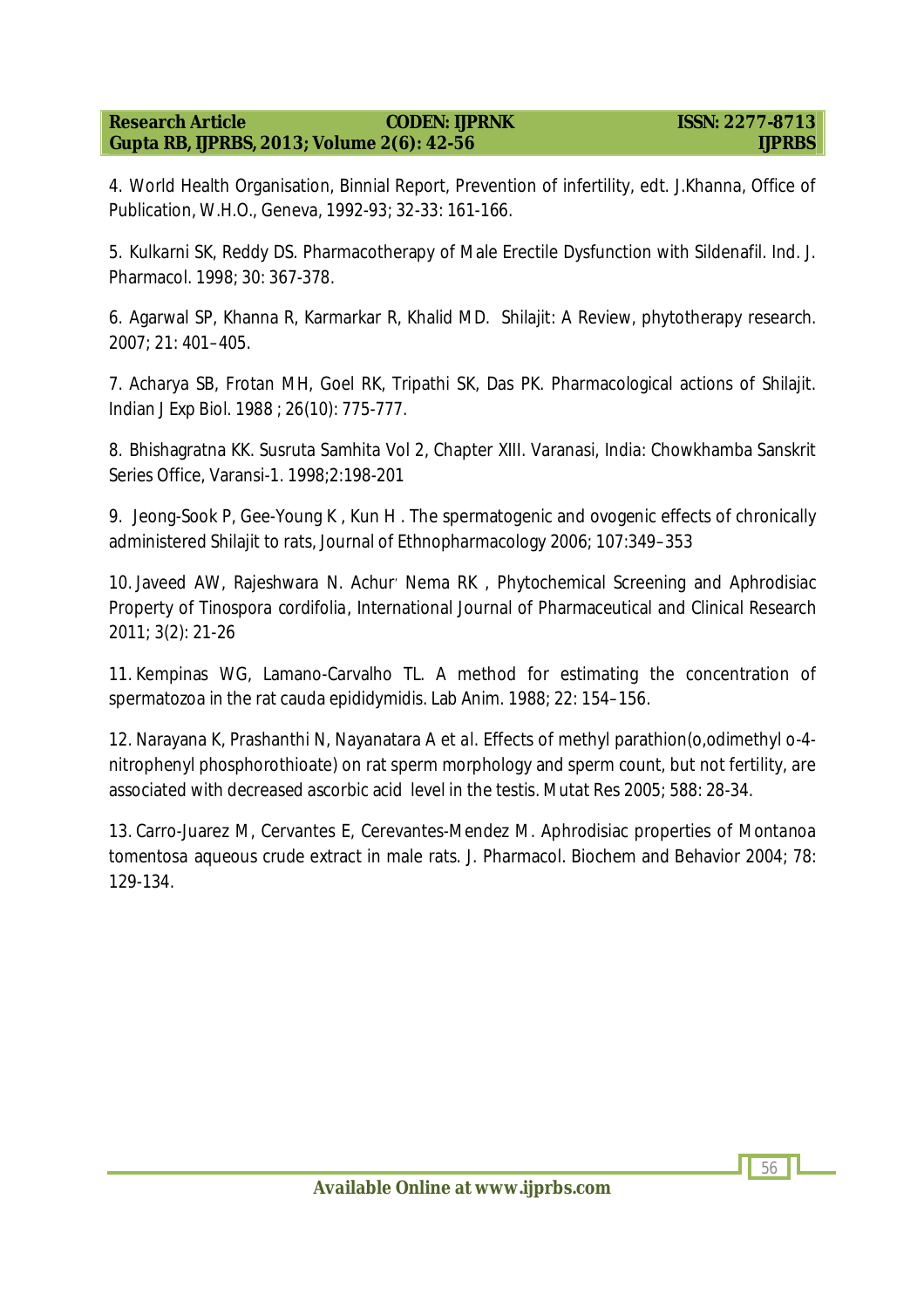4. World Health Organisation, Binnial Report, Prevention of infertility, edt. J.Khanna, Office of Publication, W.H.O., Geneva, 1992-93; 32-33: 161-166.

5. Kulkarni SK, Reddy DS. Pharmacotherapy of Male Erectile Dysfunction with Sildenafil. Ind. J. Pharmacol. 1998; 30: 367-378.

6. Agarwal SP, Khanna R, Karmarkar R, Khalid MD. Shilajit: A Review, phytotherapy research. 2007; 21: 401–405.

7. Acharya SB, Frotan MH, Goel RK, Tripathi SK, Das PK. Pharmacological actions of Shilajit. Indian J Exp Biol. 1988 ; 26(10): 775-777.

8. Bhishagratna KK. Susruta Samhita Vol 2, Chapter XIII. Varanasi, India: Chowkhamba Sanskrit Series Office, Varansi-1. 1998;2:198-201

9. Jeong-Sook P, Gee-Young K , Kun H . The spermatogenic and ovogenic effects of chronically administered Shilajit to rats, Journal of Ethnopharmacology 2006; 107:349–353

10. Javeed AW, Rajeshwara N. Achur' Nema RK , Phytochemical Screening and Aphrodisiac Property of Tinospora cordifolia, International Journal of Pharmaceutical and Clinical Research 2011; 3(2): 21-26

11. Kempinas WG, Lamano-Carvalho TL. A method for estimating the concentration of spermatozoa in the rat cauda epididymidis. Lab Anim. 1988; 22: 154–156.

12. Narayana K, Prashanthi N, Nayanatara A et al. Effects of methyl parathion(o,odimethyl o-4-nitrophenyl phosphorothioate) on rat sperm morphology and sperm count, but not fertility, are associated with decreased ascorbic acid level in the testis. Mutat Res 2005; 588: 28-34.

13. Carro-Juarez M, Cervantes E, Cerevantes-Mendez M. Aphrodisiac properties of Montanoa tomentosa aqueous crude extract in male rats. J. Pharmacol. Biochem and Behavior 2004; 78: 129-134.